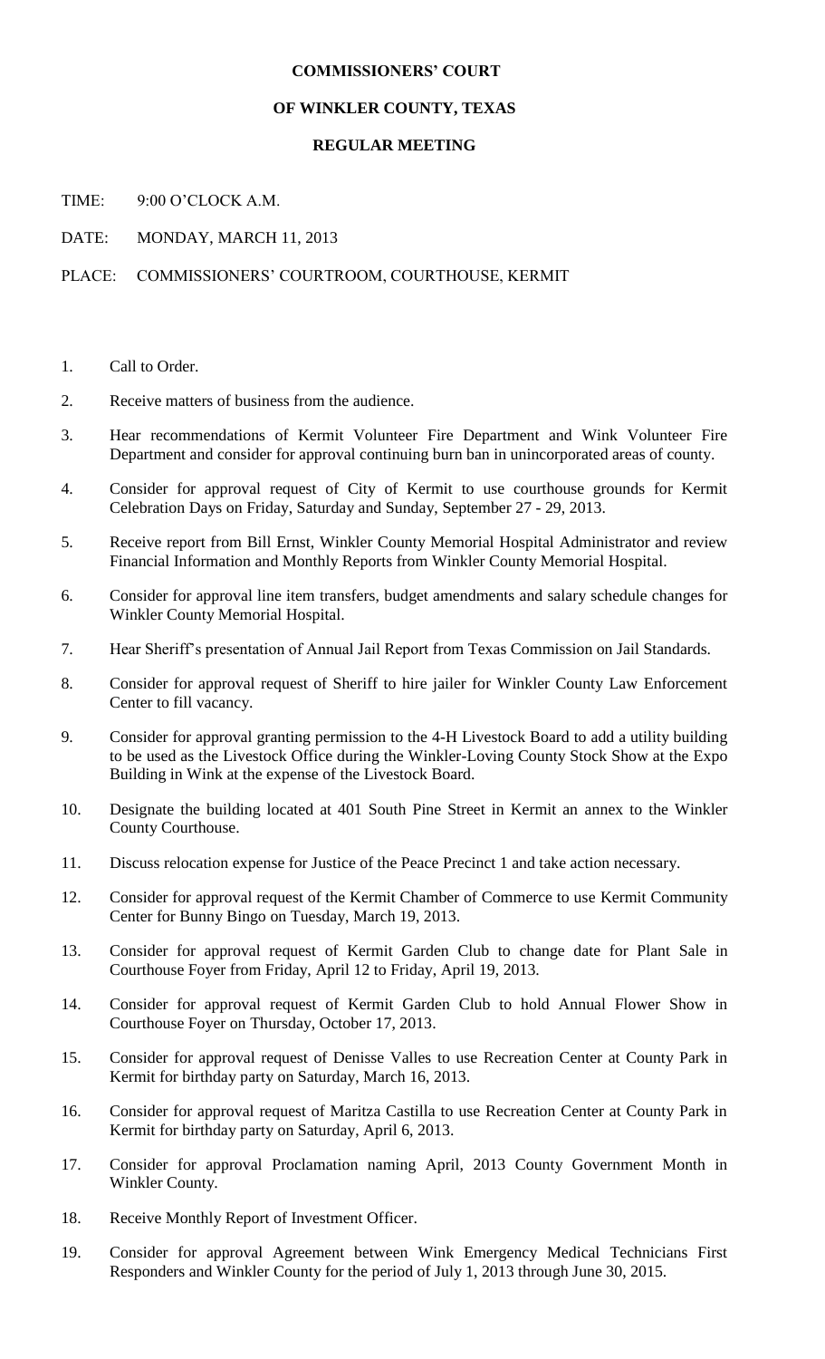# COMMISSIONERS' COURT

## OF WINKLER COUNTY, TEXAS

### REGULAR MEETING

TIME: 9:00 O'CLOCK A.M.

DATE: MONDAY, MARCH 11, 2013

PLACE: COMMISSIONERS' COURTROOM, COURTHOUSE, KERMIT

1. Call to Order.
2. Receive matters of business from the audience.
3. Hear recommendations of Kermit Volunteer Fire Department and Wink Volunteer Fire Department and consider for approval continuing burn ban in unincorporated areas of county.
4. Consider for approval request of City of Kermit to use courthouse grounds for Kermit Celebration Days on Friday, Saturday and Sunday, September 27 - 29, 2013.
5. Receive report from Bill Ernst, Winkler County Memorial Hospital Administrator and review Financial Information and Monthly Reports from Winkler County Memorial Hospital.
6. Consider for approval line item transfers, budget amendments and salary schedule changes for Winkler County Memorial Hospital.
7. Hear Sheriff's presentation of Annual Jail Report from Texas Commission on Jail Standards.
8. Consider for approval request of Sheriff to hire jailer for Winkler County Law Enforcement Center to fill vacancy.
9. Consider for approval granting permission to the 4-H Livestock Board to add a utility building to be used as the Livestock Office during the Winkler-Loving County Stock Show at the Expo Building in Wink at the expense of the Livestock Board.
10. Designate the building located at 401 South Pine Street in Kermit an annex to the Winkler County Courthouse.
11. Discuss relocation expense for Justice of the Peace Precinct 1 and take action necessary.
12. Consider for approval request of the Kermit Chamber of Commerce to use Kermit Community Center for Bunny Bingo on Tuesday, March 19, 2013.
13. Consider for approval request of Kermit Garden Club to change date for Plant Sale in Courthouse Foyer from Friday, April 12 to Friday, April 19, 2013.
14. Consider for approval request of Kermit Garden Club to hold Annual Flower Show in Courthouse Foyer on Thursday, October 17, 2013.
15. Consider for approval request of Denisse Valles to use Recreation Center at County Park in Kermit for birthday party on Saturday, March 16, 2013.
16. Consider for approval request of Maritza Castilla to use Recreation Center at County Park in Kermit for birthday party on Saturday, April 6, 2013.
17. Consider for approval Proclamation naming April, 2013 County Government Month in Winkler County.
18. Receive Monthly Report of Investment Officer.
19. Consider for approval Agreement between Wink Emergency Medical Technicians First Responders and Winkler County for the period of July 1, 2013 through June 30, 2015.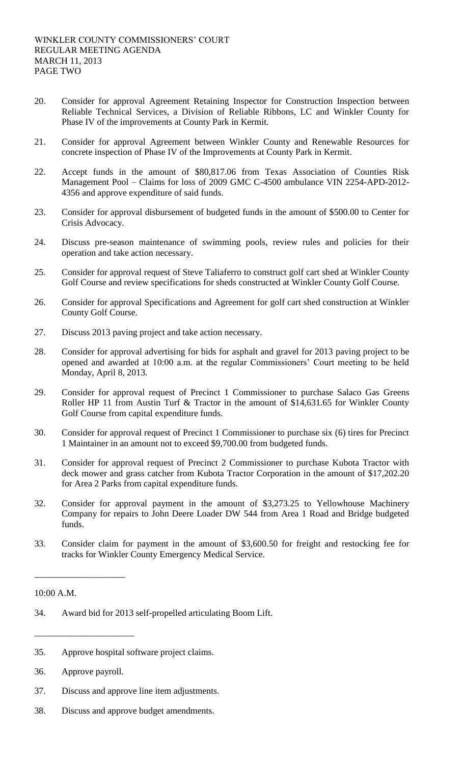20. Consider for approval Agreement Retaining Inspector for Construction Inspection between Reliable Technical Services, a Division of Reliable Ribbons, LC and Winkler County for Phase IV of the improvements at County Park in Kermit.

21. Consider for approval Agreement between Winkler County and Renewable Resources for concrete inspection of Phase IV of the Improvements at County Park in Kermit.

22. Accept funds in the amount of $80,817.06 from Texas Association of Counties Risk Management Pool – Claims for loss of 2009 GMC C-4500 ambulance VIN 2254-APD-2012-4356 and approve expenditure of said funds.

23. Consider for approval disbursement of budgeted funds in the amount of $500.00 to Center for Crisis Advocacy.

24. Discuss pre-season maintenance of swimming pools, review rules and policies for their operation and take action necessary.

25. Consider for approval request of Steve Taliaferro to construct golf cart shed at Winkler County Golf Course and review specifications for sheds constructed at Winkler County Golf Course.

26. Consider for approval Specifications and Agreement for golf cart shed construction at Winkler County Golf Course.

27. Discuss 2013 paving project and take action necessary.

28. Consider for approval advertising for bids for asphalt and gravel for 2013 paving project to be opened and awarded at 10:00 a.m. at the regular Commissioners' Court meeting to be held Monday, April 8, 2013.

29. Consider for approval request of Precinct 1 Commissioner to purchase Salaco Gas Greens Roller HP 11 from Austin Turf & Tractor in the amount of $14,631.65 for Winkler County Golf Course from capital expenditure funds.

30. Consider for approval request of Precinct 1 Commissioner to purchase six (6) tires for Precinct 1 Maintainer in an amount not to exceed $9,700.00 from budgeted funds.

31. Consider for approval request of Precinct 2 Commissioner to purchase Kubota Tractor with deck mower and grass catcher from Kubota Tractor Corporation in the amount of $17,202.20 for Area 2 Parks from capital expenditure funds.

32. Consider for approval payment in the amount of $3,273.25 to Yellowhouse Machinery Company for repairs to John Deere Loader DW 544 from Area 1 Road and Bridge budgeted funds.

33. Consider claim for payment in the amount of $3,600.50 for freight and restocking fee for tracks for Winkler County Emergency Medical Service.

---

10:00 A.M.

34. Award bid for 2013 self-propelled articulating Boom Lift.

---

35. Approve hospital software project claims.

36. Approve payroll.

37. Discuss and approve line item adjustments.

38. Discuss and approve budget amendments.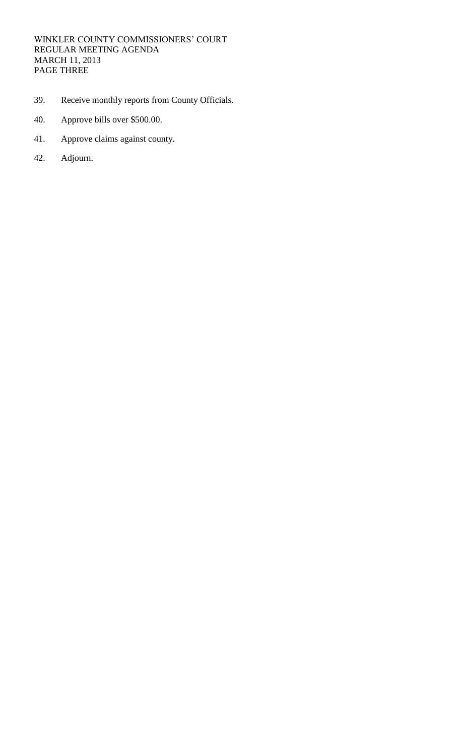39. Receive monthly reports from County Officials.

40. Approve bills over $500.00.

41. Approve claims against county.

42. Adjourn.